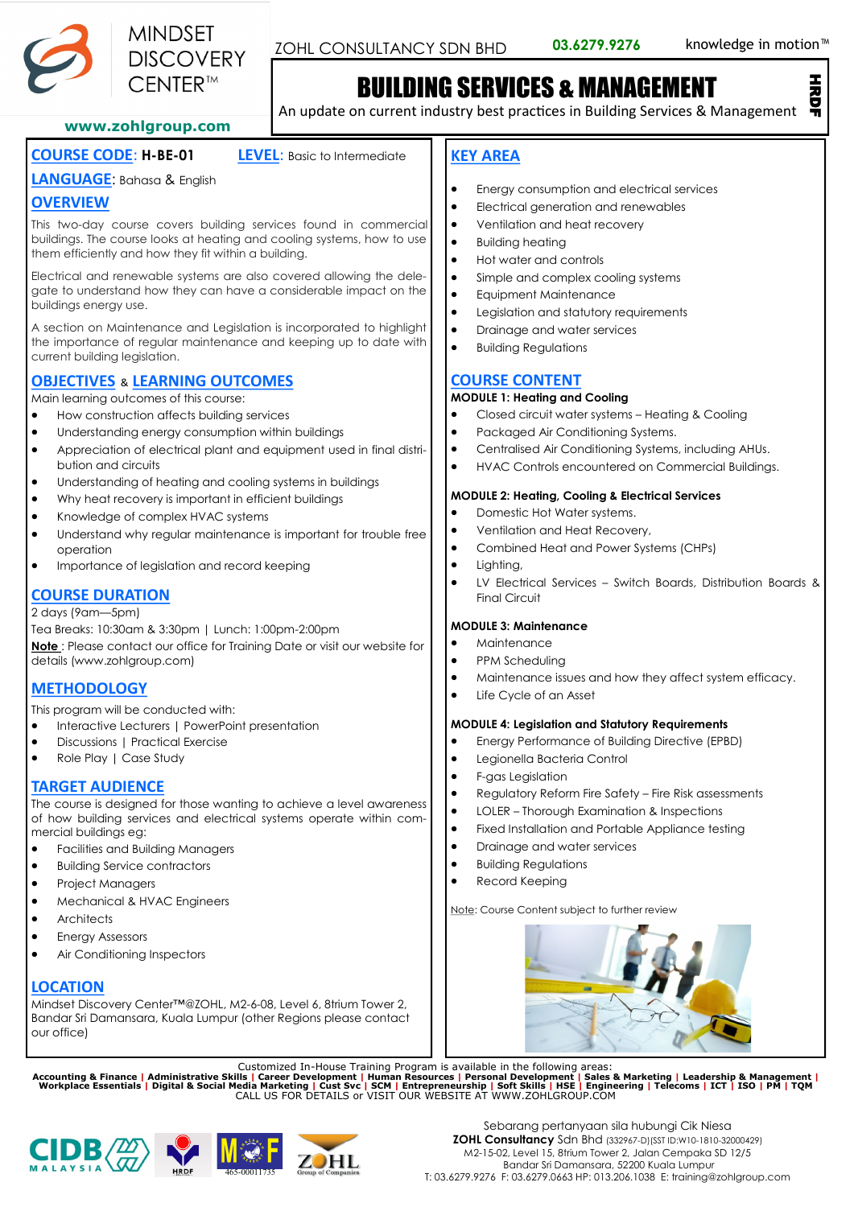MINDSET DISCOVERY CENTER™

ZOHL CONSULTANCY SDN BHD **03.6279.9276** knowledge in motion™

www.zohlgroup.com

# BUILDING SERVICES & MANAGEMENT

An update on current industry best practices in Building Services & Management

HRDF

**COURSE CODE**: **H-BE-01** **LEVEL**: Basic to Intermediate

**LANGUAGE**: Bahasa & English

## OVERVIEW

This two-day course covers building services found in commercial buildings. The course looks at heating and cooling systems, how to use them efficiently and how they fit within a building.

Electrical and renewable systems are also covered allowing the delegate to understand how they can have a considerable impact on the buildings energy use.

A section on Maintenance and Legislation is incorporated to highlight the importance of regular maintenance and keeping up to date with current building legislation.

## OBJECTIVES & LEARNING OUTCOMES

Main learning outcomes of this course:

- How construction affects building services
- Understanding energy consumption within buildings
- Appreciation of electrical plant and equipment used in final distribution and circuits
- Understanding of heating and cooling systems in buildings
- Why heat recovery is important in efficient buildings
- Knowledge of complex HVAC systems
- Understand why regular maintenance is important for trouble free operation
- Importance of legislation and record keeping

## COURSE DURATION

2 days (9am—5pm)

Tea Breaks: 10:30am & 3:30pm | Lunch: 1:00pm-2:00pm

**Note** : Please contact our office for Training Date or visit our website for details (www.zohlgroup.com)

## METHODOLOGY

This program will be conducted with:

- Interactive Lecturers | PowerPoint presentation
- Discussions | Practical Exercise
- Role Play | Case Study

## TARGET AUDIENCE

The course is designed for those wanting to achieve a level awareness of how building services and electrical systems operate within commercial buildings eg:

- Facilities and Building Managers
- Building Service contractors
- Project Managers
- Mechanical & HVAC Engineers
- Architects
- Energy Assessors
- Air Conditioning Inspectors

## LOCATION

Mindset Discovery Center™@ZOHL, M2-6-08, Level 6, 8trium Tower 2, Bandar Sri Damansara, Kuala Lumpur (other Regions please contact our office)

## KEY AREA

- Energy consumption and electrical services
- Electrical generation and renewables
- Ventilation and heat recovery
- Building heating
- Hot water and controls
- Simple and complex cooling systems
- Equipment Maintenance
- Legislation and statutory requirements
- Drainage and water services
- Building Regulations

## COURSE CONTENT

**MODULE 1: Heating and Cooling**

- Closed circuit water systems – Heating & Cooling
- Packaged Air Conditioning Systems.
- Centralised Air Conditioning Systems, including AHUs.
- HVAC Controls encountered on Commercial Buildings.

**MODULE 2: Heating, Cooling & Electrical Services**

- Domestic Hot Water systems.
- Ventilation and Heat Recovery,
- Combined Heat and Power Systems (CHPs)
- Lighting,
- LV Electrical Services – Switch Boards, Distribution Boards & Final Circuit

**MODULE 3: Maintenance**

- Maintenance
- PPM Scheduling
- Maintenance issues and how they affect system efficacy.
- Life Cycle of an Asset

**MODULE 4: Legislation and Statutory Requirements**

- Energy Performance of Building Directive (EPBD)
- Legionella Bacteria Control
- F-gas Legislation
- Regulatory Reform Fire Safety – Fire Risk assessments
- LOLER – Thorough Examination & Inspections
- Fixed Installation and Portable Appliance testing
- Drainage and water services
- Building Regulations
- Record Keeping

Note: Course Content subject to further review

Customized In-House Training Program is available in the following areas:

**Accounting & Finance | Administrative Skills | Career Development | Human Resources | Personal Development | Sales & Marketing | Leadership & Management | Workplace Essentials | Digital & Social Media Marketing | Cust Svc | SCM | Entrepreneurship | Soft Skills | HSE | Engineering | Telecoms | ICT | ISO | PM | TQM**

CALL US FOR DETAILS or VISIT OUR WEBSITE AT WWW.ZOHLGROUP.COM

CIDB MALAYSIA | HRDF | MOF 465-00011735 | ZOHL Group of Companies

Sebarang pertanyaan sila hubungi Cik Niesa

**ZOHL Consultancy** Sdn Bhd (332967-D)(SST ID:W10-1810-32000429)

M2-15-02, Level 15, 8trium Tower 2, Jalan Cempaka SD 12/5

Bandar Sri Damansara, 52200 Kuala Lumpur

T: 03.6279.9276 F: 03.6279.0663 HP: 013.206.1038 E: training@zohlgroup.com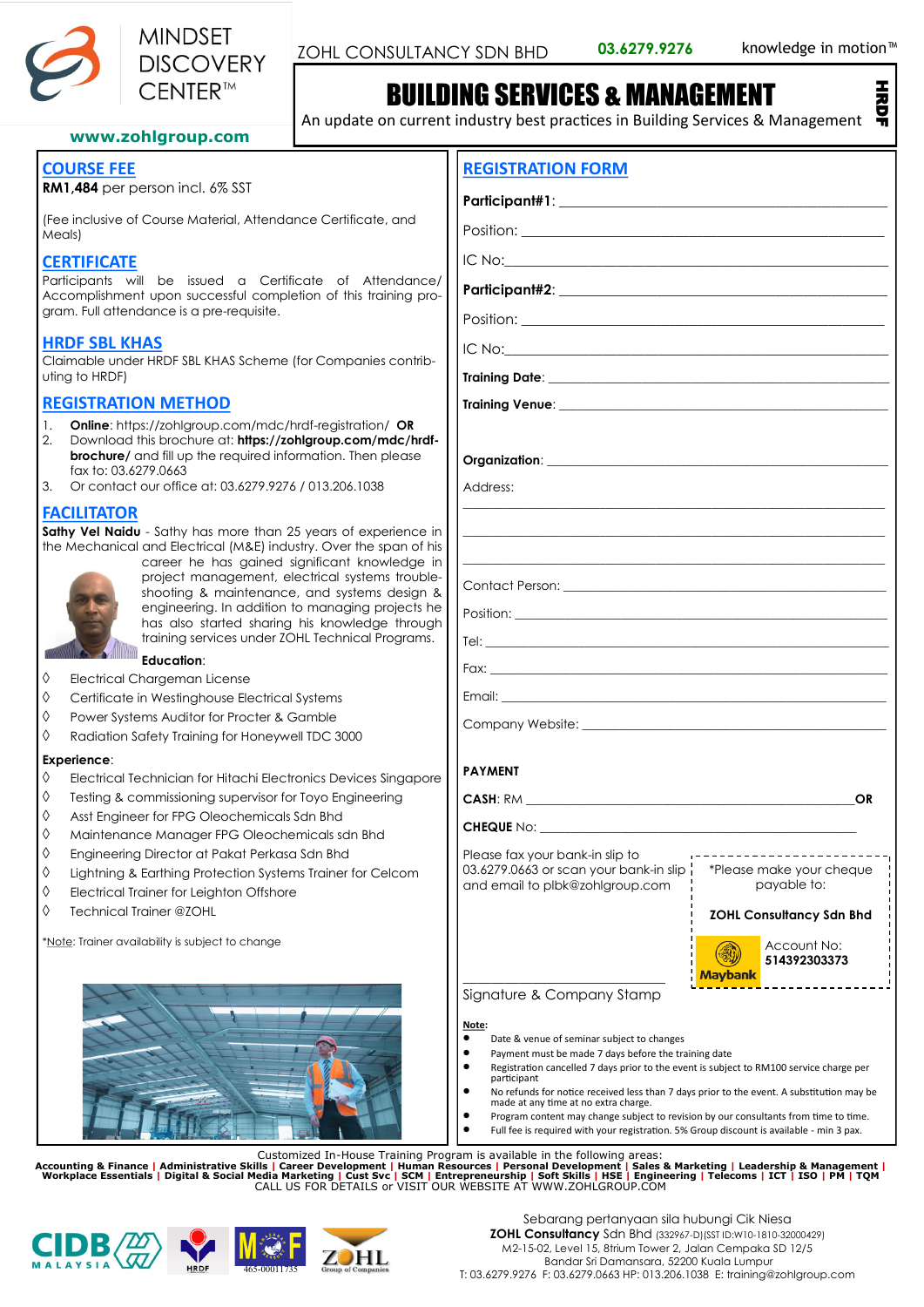MINDSET DISCOVERY CENTER™

www.zohlgroup.com

ZOHL CONSULTANCY SDN BHD **03.6279.9276** knowledge in motion™

# BUILDING SERVICES & MANAGEMENT

An update on current industry best practices in Building Services & Management

HRDF

## COURSE FEE

**RM1,484** per person incl. 6% SST

(Fee inclusive of Course Material, Attendance Certificate, and Meals)

## CERTIFICATE

Participants will be issued a Certificate of Attendance/ Accomplishment upon successful completion of this training program. Full attendance is a pre-requisite.

## HRDF SBL KHAS

Claimable under HRDF SBL KHAS Scheme (for Companies contributing to HRDF)

## REGISTRATION METHOD

1. **Online**: https://zohlgroup.com/mdc/hrdf-registration/ **OR**
2. Download this brochure at: **https://zohlgroup.com/mdc/hrdf-brochure/** and fill up the required information. Then please fax to: 03.6279.0663
3. Or contact our office at: 03.6279.9276 / 013.206.1038

## FACILITATOR

**Sathy Vel Naidu** - Sathy has more than 25 years of experience in the Mechanical and Electrical (M&E) industry. Over the span of his career he has gained significant knowledge in project management, electrical systems troubleshooting & maintenance, and systems design & engineering. In addition to managing projects he has also started sharing his knowledge through training services under ZOHL Technical Programs.

**Education**:

- Electrical Chargeman License
- Certificate in Westinghouse Electrical Systems
- Power Systems Auditor for Procter & Gamble
- Radiation Safety Training for Honeywell TDC 3000

**Experience**:

- Electrical Technician for Hitachi Electronics Devices Singapore
- Testing & commissioning supervisor for Toyo Engineering
- Asst Engineer for FPG Oleochemicals Sdn Bhd
- Maintenance Manager FPG Oleochemicals sdn Bhd
- Engineering Director at Pakat Perkasa Sdn Bhd
- Lightning & Earthing Protection Systems Trainer for Celcom
- Electrical Trainer for Leighton Offshore
- Technical Trainer @ZOHL

*Note: Trainer availability is subject to change

## REGISTRATION FORM

**Participant#1**: ____________________

Position: ____________________

IC No: ____________________

**Participant#2**: ____________________

Position: ____________________

IC No: ____________________

**Training Date**: ____________________

**Training Venue**: ____________________

**Organization**: ____________________

Address: ____________________

Contact Person: ____________________

Position: ____________________

Tel: ____________________

Fax: ____________________

Email: ____________________

Company Website: ____________________

**PAYMENT**

**CASH**: RM ____________________ **OR**

**CHEQUE** No: ____________________

Please fax your bank-in slip to 03.6279.0663 or scan your bank-in slip and email to plbk@zohlgroup.com

*Please make your cheque payable to:

**ZOHL Consultancy Sdn Bhd**

Maybank Account No: **514392303373**

Signature & Company Stamp

**Note:**

- Date & venue of seminar subject to changes
- Payment must be made 7 days before the training date
- Registration cancelled 7 days prior to the event is subject to RM100 service charge per participant
- No refunds for notice received less than 7 days prior to the event. A substitution may be made at any time at no extra charge.
- Program content may change subject to revision by our consultants from time to time.
- Full fee is required with your registration. 5% Group discount is available - min 3 pax.

Customized In-House Training Program is available in the following areas:
**Accounting & Finance | Administrative Skills | Career Development | Human Resources | Personal Development | Sales & Marketing | Leadership & Management | Workplace Essentials | Digital & Social Media Marketing | Cust Svc | SCM | Entrepreneurship | Soft Skills | HSE | Engineering | Telecoms | ICT | ISO | PM | TQM**
CALL US FOR DETAILS or VISIT OUR WEBSITE AT WWW.ZOHLGROUP.COM

CIDB MALAYSIA | HRDF | MOF 465-00011735 | ZOHL Group of Companies

Sebarang pertanyaan sila hubungi Cik Niesa
**ZOHL Consultancy** Sdn Bhd (332967-D)(SST ID:W10-1810-32000429)
M2-15-02, Level 15, 8trium Tower 2, Jalan Cempaka SD 12/5
Bandar Sri Damansara, 52200 Kuala Lumpur
T: 03.6279.9276 F: 03.6279.0663 HP: 013.206.1038 E: training@zohlgroup.com